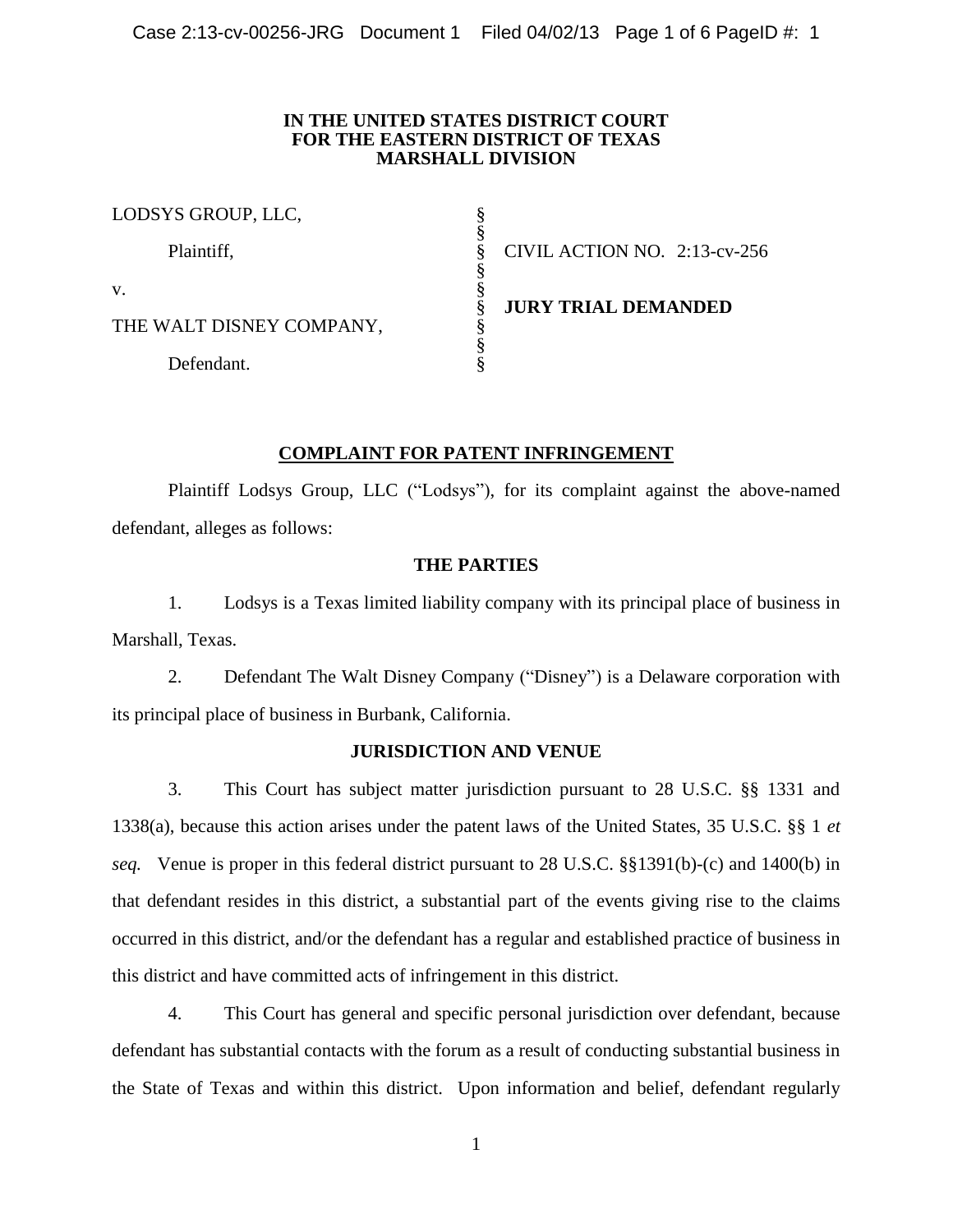**IN THE UNITED STATES DISTRICT COURT**
**FOR THE EASTERN DISTRICT OF TEXAS**
**MARSHALL DIVISION**

| | | |
|---|---|---|
| LODSYS GROUP, LLC, | § | |
| | § | |
| Plaintiff, | § | CIVIL ACTION NO. 2:13-cv-256 |
| | § | |
| v. | § | |
| | § | **JURY TRIAL DEMANDED** |
| THE WALT DISNEY COMPANY, | § | |
| | § | |
| Defendant. | § | |

**COMPLAINT FOR PATENT INFRINGEMENT**

Plaintiff Lodsys Group, LLC ("Lodsys"), for its complaint against the above-named defendant, alleges as follows:

**THE PARTIES**

1. Lodsys is a Texas limited liability company with its principal place of business in Marshall, Texas.

2. Defendant The Walt Disney Company ("Disney") is a Delaware corporation with its principal place of business in Burbank, California.

**JURISDICTION AND VENUE**

3. This Court has subject matter jurisdiction pursuant to 28 U.S.C. §§ 1331 and 1338(a), because this action arises under the patent laws of the United States, 35 U.S.C. §§ 1 *et seq.* Venue is proper in this federal district pursuant to 28 U.S.C. §§1391(b)-(c) and 1400(b) in that defendant resides in this district, a substantial part of the events giving rise to the claims occurred in this district, and/or the defendant has a regular and established practice of business in this district and have committed acts of infringement in this district.

4. This Court has general and specific personal jurisdiction over defendant, because defendant has substantial contacts with the forum as a result of conducting substantial business in the State of Texas and within this district. Upon information and belief, defendant regularly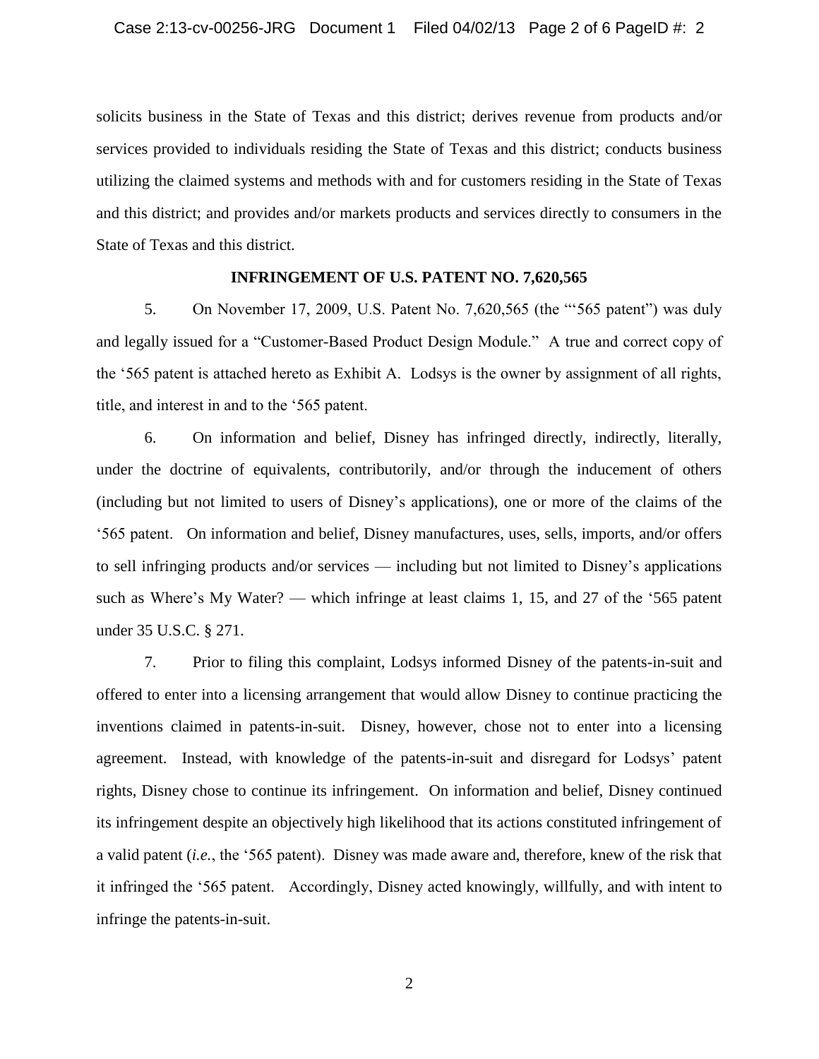solicits business in the State of Texas and this district; derives revenue from products and/or services provided to individuals residing the State of Texas and this district; conducts business utilizing the claimed systems and methods with and for customers residing in the State of Texas and this district; and provides and/or markets products and services directly to consumers in the State of Texas and this district.

## INFRINGEMENT OF U.S. PATENT NO. 7,620,565

5. On November 17, 2009, U.S. Patent No. 7,620,565 (the "'565 patent") was duly and legally issued for a "Customer-Based Product Design Module." A true and correct copy of the '565 patent is attached hereto as Exhibit A. Lodsys is the owner by assignment of all rights, title, and interest in and to the '565 patent.

6. On information and belief, Disney has infringed directly, indirectly, literally, under the doctrine of equivalents, contributorily, and/or through the inducement of others (including but not limited to users of Disney's applications), one or more of the claims of the '565 patent. On information and belief, Disney manufactures, uses, sells, imports, and/or offers to sell infringing products and/or services — including but not limited to Disney's applications such as Where's My Water? — which infringe at least claims 1, 15, and 27 of the '565 patent under 35 U.S.C. § 271.

7. Prior to filing this complaint, Lodsys informed Disney of the patents-in-suit and offered to enter into a licensing arrangement that would allow Disney to continue practicing the inventions claimed in patents-in-suit. Disney, however, chose not to enter into a licensing agreement. Instead, with knowledge of the patents-in-suit and disregard for Lodsys' patent rights, Disney chose to continue its infringement. On information and belief, Disney continued its infringement despite an objectively high likelihood that its actions constituted infringement of a valid patent (*i.e.*, the '565 patent). Disney was made aware and, therefore, knew of the risk that it infringed the '565 patent. Accordingly, Disney acted knowingly, willfully, and with intent to infringe the patents-in-suit.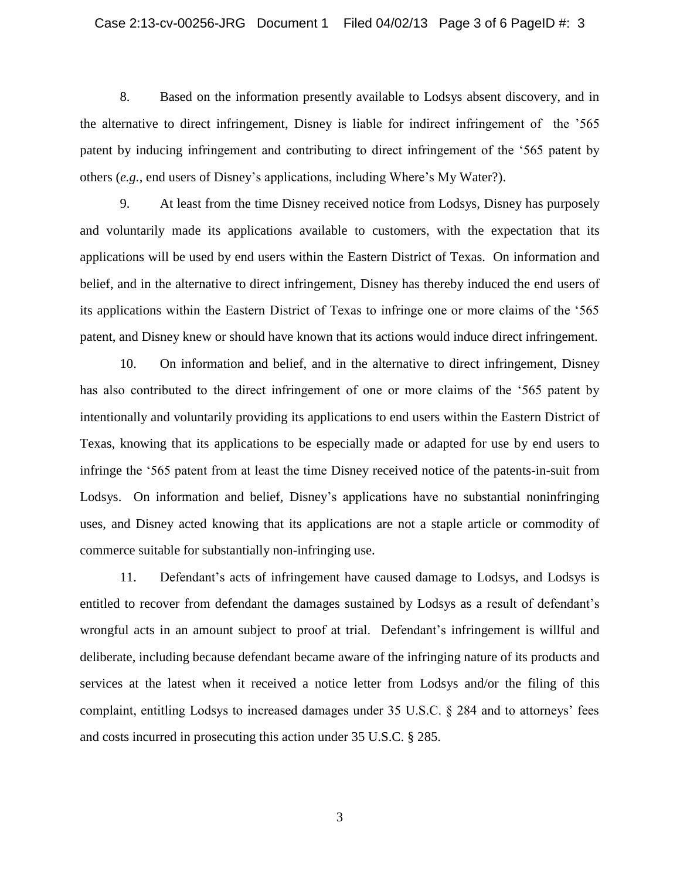8. Based on the information presently available to Lodsys absent discovery, and in the alternative to direct infringement, Disney is liable for indirect infringement of the '565 patent by inducing infringement and contributing to direct infringement of the '565 patent by others (*e.g.*, end users of Disney's applications, including Where's My Water?).

9. At least from the time Disney received notice from Lodsys, Disney has purposely and voluntarily made its applications available to customers, with the expectation that its applications will be used by end users within the Eastern District of Texas. On information and belief, and in the alternative to direct infringement, Disney has thereby induced the end users of its applications within the Eastern District of Texas to infringe one or more claims of the '565 patent, and Disney knew or should have known that its actions would induce direct infringement.

10. On information and belief, and in the alternative to direct infringement, Disney has also contributed to the direct infringement of one or more claims of the '565 patent by intentionally and voluntarily providing its applications to end users within the Eastern District of Texas, knowing that its applications to be especially made or adapted for use by end users to infringe the '565 patent from at least the time Disney received notice of the patents-in-suit from Lodsys. On information and belief, Disney's applications have no substantial noninfringing uses, and Disney acted knowing that its applications are not a staple article or commodity of commerce suitable for substantially non-infringing use.

11. Defendant's acts of infringement have caused damage to Lodsys, and Lodsys is entitled to recover from defendant the damages sustained by Lodsys as a result of defendant's wrongful acts in an amount subject to proof at trial. Defendant's infringement is willful and deliberate, including because defendant became aware of the infringing nature of its products and services at the latest when it received a notice letter from Lodsys and/or the filing of this complaint, entitling Lodsys to increased damages under 35 U.S.C. § 284 and to attorneys' fees and costs incurred in prosecuting this action under 35 U.S.C. § 285.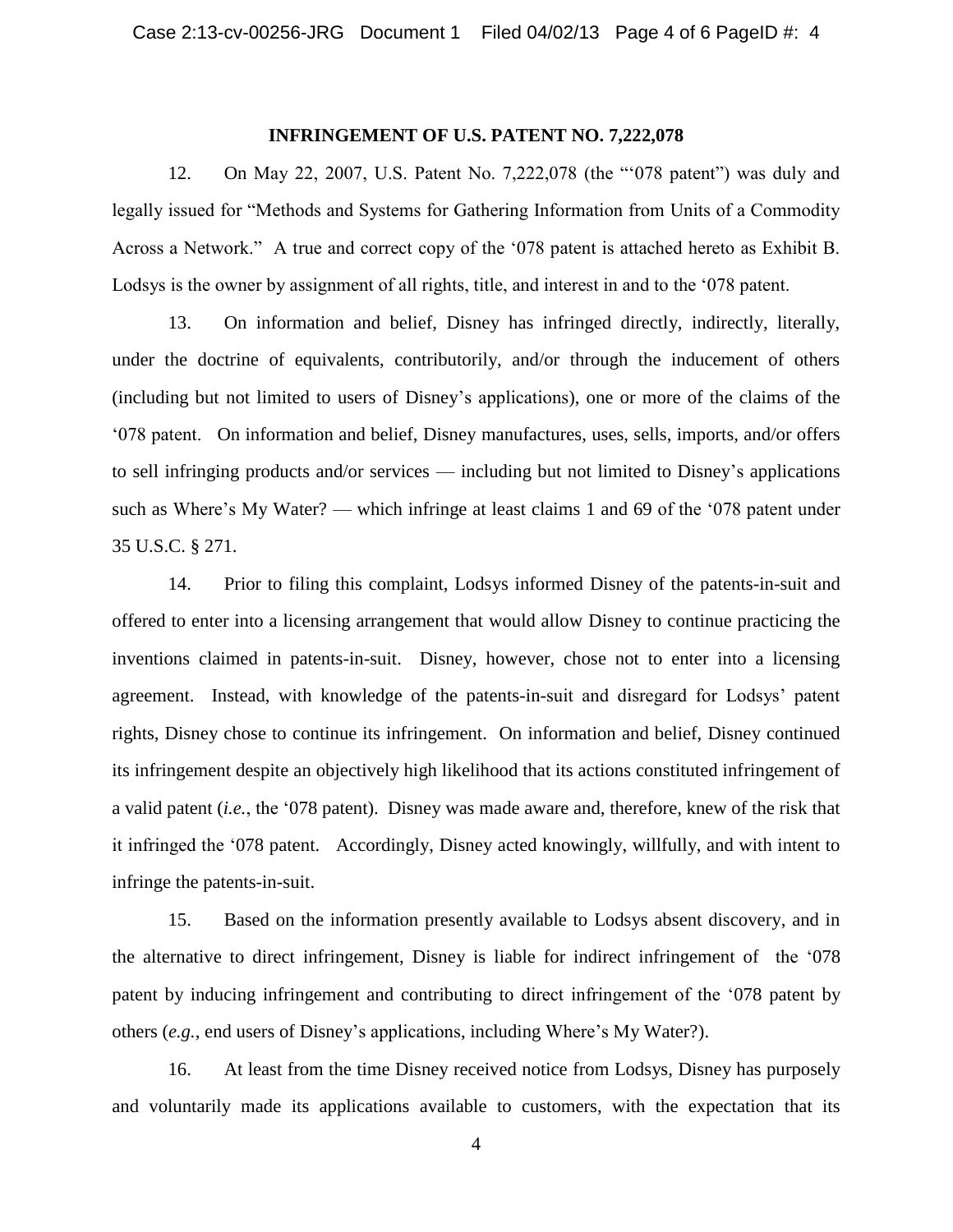## INFRINGEMENT OF U.S. PATENT NO. 7,222,078

12. On May 22, 2007, U.S. Patent No. 7,222,078 (the "'078 patent") was duly and legally issued for "Methods and Systems for Gathering Information from Units of a Commodity Across a Network." A true and correct copy of the '078 patent is attached hereto as Exhibit B. Lodsys is the owner by assignment of all rights, title, and interest in and to the '078 patent.

13. On information and belief, Disney has infringed directly, indirectly, literally, under the doctrine of equivalents, contributorily, and/or through the inducement of others (including but not limited to users of Disney's applications), one or more of the claims of the '078 patent. On information and belief, Disney manufactures, uses, sells, imports, and/or offers to sell infringing products and/or services — including but not limited to Disney's applications such as Where's My Water? — which infringe at least claims 1 and 69 of the '078 patent under 35 U.S.C. § 271.

14. Prior to filing this complaint, Lodsys informed Disney of the patents-in-suit and offered to enter into a licensing arrangement that would allow Disney to continue practicing the inventions claimed in patents-in-suit. Disney, however, chose not to enter into a licensing agreement. Instead, with knowledge of the patents-in-suit and disregard for Lodsys' patent rights, Disney chose to continue its infringement. On information and belief, Disney continued its infringement despite an objectively high likelihood that its actions constituted infringement of a valid patent (*i.e.*, the '078 patent). Disney was made aware and, therefore, knew of the risk that it infringed the '078 patent. Accordingly, Disney acted knowingly, willfully, and with intent to infringe the patents-in-suit.

15. Based on the information presently available to Lodsys absent discovery, and in the alternative to direct infringement, Disney is liable for indirect infringement of the '078 patent by inducing infringement and contributing to direct infringement of the '078 patent by others (*e.g.*, end users of Disney's applications, including Where's My Water?).

16. At least from the time Disney received notice from Lodsys, Disney has purposely and voluntarily made its applications available to customers, with the expectation that its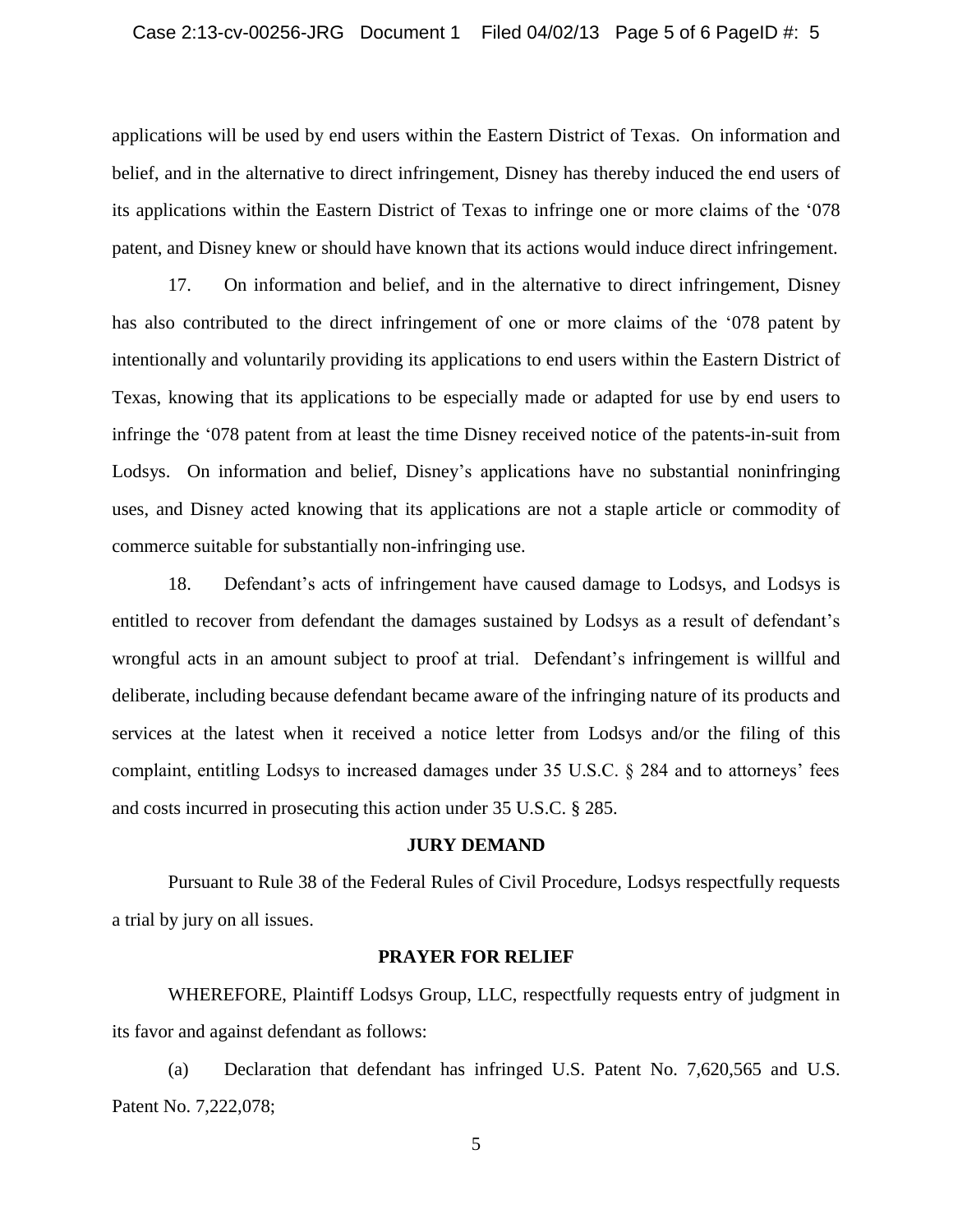applications will be used by end users within the Eastern District of Texas. On information and belief, and in the alternative to direct infringement, Disney has thereby induced the end users of its applications within the Eastern District of Texas to infringe one or more claims of the '078 patent, and Disney knew or should have known that its actions would induce direct infringement.

17. On information and belief, and in the alternative to direct infringement, Disney has also contributed to the direct infringement of one or more claims of the '078 patent by intentionally and voluntarily providing its applications to end users within the Eastern District of Texas, knowing that its applications to be especially made or adapted for use by end users to infringe the '078 patent from at least the time Disney received notice of the patents-in-suit from Lodsys. On information and belief, Disney's applications have no substantial noninfringing uses, and Disney acted knowing that its applications are not a staple article or commodity of commerce suitable for substantially non-infringing use.

18. Defendant's acts of infringement have caused damage to Lodsys, and Lodsys is entitled to recover from defendant the damages sustained by Lodsys as a result of defendant's wrongful acts in an amount subject to proof at trial. Defendant's infringement is willful and deliberate, including because defendant became aware of the infringing nature of its products and services at the latest when it received a notice letter from Lodsys and/or the filing of this complaint, entitling Lodsys to increased damages under 35 U.S.C. § 284 and to attorneys' fees and costs incurred in prosecuting this action under 35 U.S.C. § 285.

## JURY DEMAND

Pursuant to Rule 38 of the Federal Rules of Civil Procedure, Lodsys respectfully requests a trial by jury on all issues.

## PRAYER FOR RELIEF

WHEREFORE, Plaintiff Lodsys Group, LLC, respectfully requests entry of judgment in its favor and against defendant as follows:

(a) Declaration that defendant has infringed U.S. Patent No. 7,620,565 and U.S. Patent No. 7,222,078;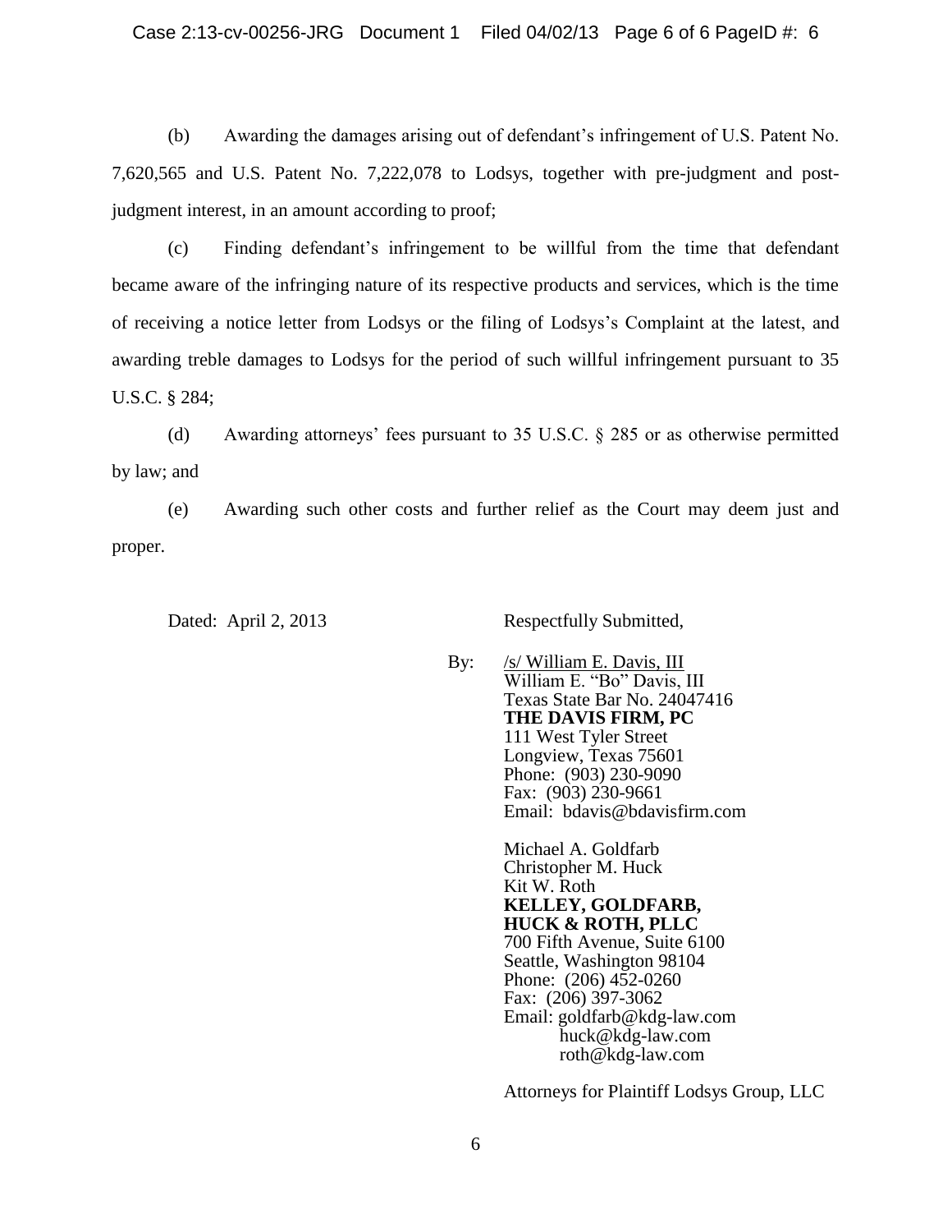(b) Awarding the damages arising out of defendant's infringement of U.S. Patent No. 7,620,565 and U.S. Patent No. 7,222,078 to Lodsys, together with pre-judgment and post-judgment interest, in an amount according to proof;

(c) Finding defendant's infringement to be willful from the time that defendant became aware of the infringing nature of its respective products and services, which is the time of receiving a notice letter from Lodsys or the filing of Lodsys's Complaint at the latest, and awarding treble damages to Lodsys for the period of such willful infringement pursuant to 35 U.S.C. § 284;

(d) Awarding attorneys' fees pursuant to 35 U.S.C. § 285 or as otherwise permitted by law; and

(e) Awarding such other costs and further relief as the Court may deem just and proper.

Dated: April 2, 2013

Respectfully Submitted,

By: /s/ William E. Davis, III
William E. "Bo" Davis, III
Texas State Bar No. 24047416
**THE DAVIS FIRM, PC**
111 West Tyler Street
Longview, Texas 75601
Phone: (903) 230-9090
Fax: (903) 230-9661
Email: bdavis@bdavisfirm.com

Michael A. Goldfarb
Christopher M. Huck
Kit W. Roth
**KELLEY, GOLDFARB, HUCK & ROTH, PLLC**
700 Fifth Avenue, Suite 6100
Seattle, Washington 98104
Phone: (206) 452-0260
Fax: (206) 397-3062
Email: goldfarb@kdg-law.com
huck@kdg-law.com
roth@kdg-law.com

Attorneys for Plaintiff Lodsys Group, LLC